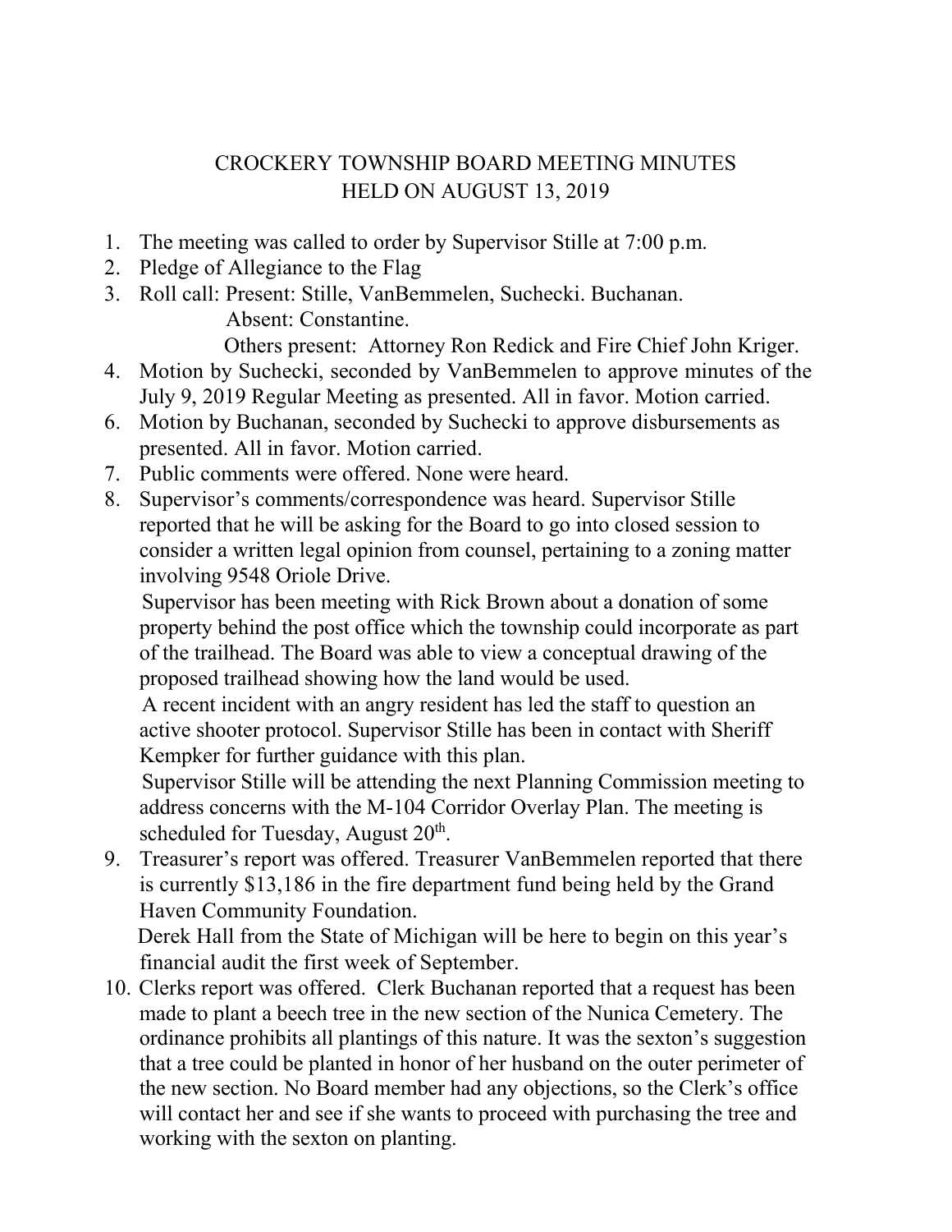# CROCKERY TOWNSHIP BOARD MEETING MINUTES
# HELD ON AUGUST 13, 2019

1. The meeting was called to order by Supervisor Stille at 7:00 p.m.
2. Pledge of Allegiance to the Flag
3. Roll call: Present: Stille, VanBemmelen, Suchecki. Buchanan.
   Absent: Constantine.
   Others present: Attorney Ron Redick and Fire Chief John Kriger.
4. Motion by Suchecki, seconded by VanBemmelen to approve minutes of the July 9, 2019 Regular Meeting as presented. All in favor. Motion carried.
6. Motion by Buchanan, seconded by Suchecki to approve disbursements as presented. All in favor. Motion carried.
7. Public comments were offered. None were heard.
8. Supervisor's comments/correspondence was heard. Supervisor Stille reported that he will be asking for the Board to go into closed session to consider a written legal opinion from counsel, pertaining to a zoning matter involving 9548 Oriole Drive.
   Supervisor has been meeting with Rick Brown about a donation of some property behind the post office which the township could incorporate as part of the trailhead. The Board was able to view a conceptual drawing of the proposed trailhead showing how the land would be used.
   A recent incident with an angry resident has led the staff to question an active shooter protocol. Supervisor Stille has been in contact with Sheriff Kempker for further guidance with this plan.
   Supervisor Stille will be attending the next Planning Commission meeting to address concerns with the M-104 Corridor Overlay Plan. The meeting is scheduled for Tuesday, August 20th.
9. Treasurer's report was offered. Treasurer VanBemmelen reported that there is currently $13,186 in the fire department fund being held by the Grand Haven Community Foundation.
   Derek Hall from the State of Michigan will be here to begin on this year's financial audit the first week of September.
10. Clerks report was offered. Clerk Buchanan reported that a request has been made to plant a beech tree in the new section of the Nunica Cemetery. The ordinance prohibits all plantings of this nature. It was the sexton's suggestion that a tree could be planted in honor of her husband on the outer perimeter of the new section. No Board member had any objections, so the Clerk's office will contact her and see if she wants to proceed with purchasing the tree and working with the sexton on planting.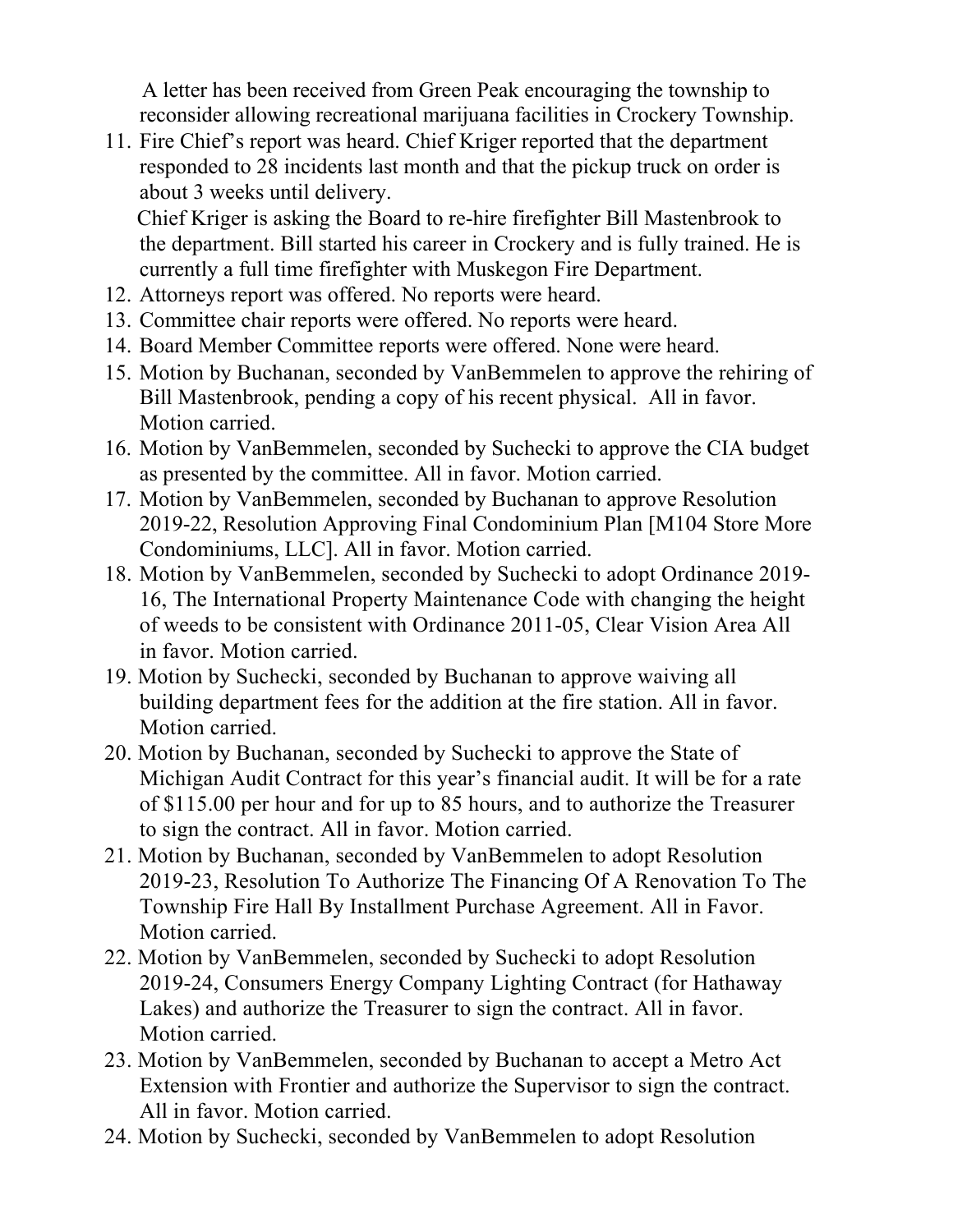A letter has been received from Green Peak encouraging the township to reconsider allowing recreational marijuana facilities in Crockery Township.

11. Fire Chief's report was heard. Chief Kriger reported that the department responded to 28 incidents last month and that the pickup truck on order is about 3 weeks until delivery.

    Chief Kriger is asking the Board to re-hire firefighter Bill Mastenbrook to the department. Bill started his career in Crockery and is fully trained. He is currently a full time firefighter with Muskegon Fire Department.
12. Attorneys report was offered. No reports were heard.
13. Committee chair reports were offered. No reports were heard.
14. Board Member Committee reports were offered. None were heard.
15. Motion by Buchanan, seconded by VanBemmelen to approve the rehiring of Bill Mastenbrook, pending a copy of his recent physical. All in favor. Motion carried.
16. Motion by VanBemmelen, seconded by Suchecki to approve the CIA budget as presented by the committee. All in favor. Motion carried.
17. Motion by VanBemmelen, seconded by Buchanan to approve Resolution 2019-22, Resolution Approving Final Condominium Plan [M104 Store More Condominiums, LLC]. All in favor. Motion carried.
18. Motion by VanBemmelen, seconded by Suchecki to adopt Ordinance 2019-16, The International Property Maintenance Code with changing the height of weeds to be consistent with Ordinance 2011-05, Clear Vision Area All in favor. Motion carried.
19. Motion by Suchecki, seconded by Buchanan to approve waiving all building department fees for the addition at the fire station. All in favor. Motion carried.
20. Motion by Buchanan, seconded by Suchecki to approve the State of Michigan Audit Contract for this year's financial audit. It will be for a rate of $115.00 per hour and for up to 85 hours, and to authorize the Treasurer to sign the contract. All in favor. Motion carried.
21. Motion by Buchanan, seconded by VanBemmelen to adopt Resolution 2019-23, Resolution To Authorize The Financing Of A Renovation To The Township Fire Hall By Installment Purchase Agreement. All in Favor. Motion carried.
22. Motion by VanBemmelen, seconded by Suchecki to adopt Resolution 2019-24, Consumers Energy Company Lighting Contract (for Hathaway Lakes) and authorize the Treasurer to sign the contract. All in favor. Motion carried.
23. Motion by VanBemmelen, seconded by Buchanan to accept a Metro Act Extension with Frontier and authorize the Supervisor to sign the contract. All in favor. Motion carried.
24. Motion by Suchecki, seconded by VanBemmelen to adopt Resolution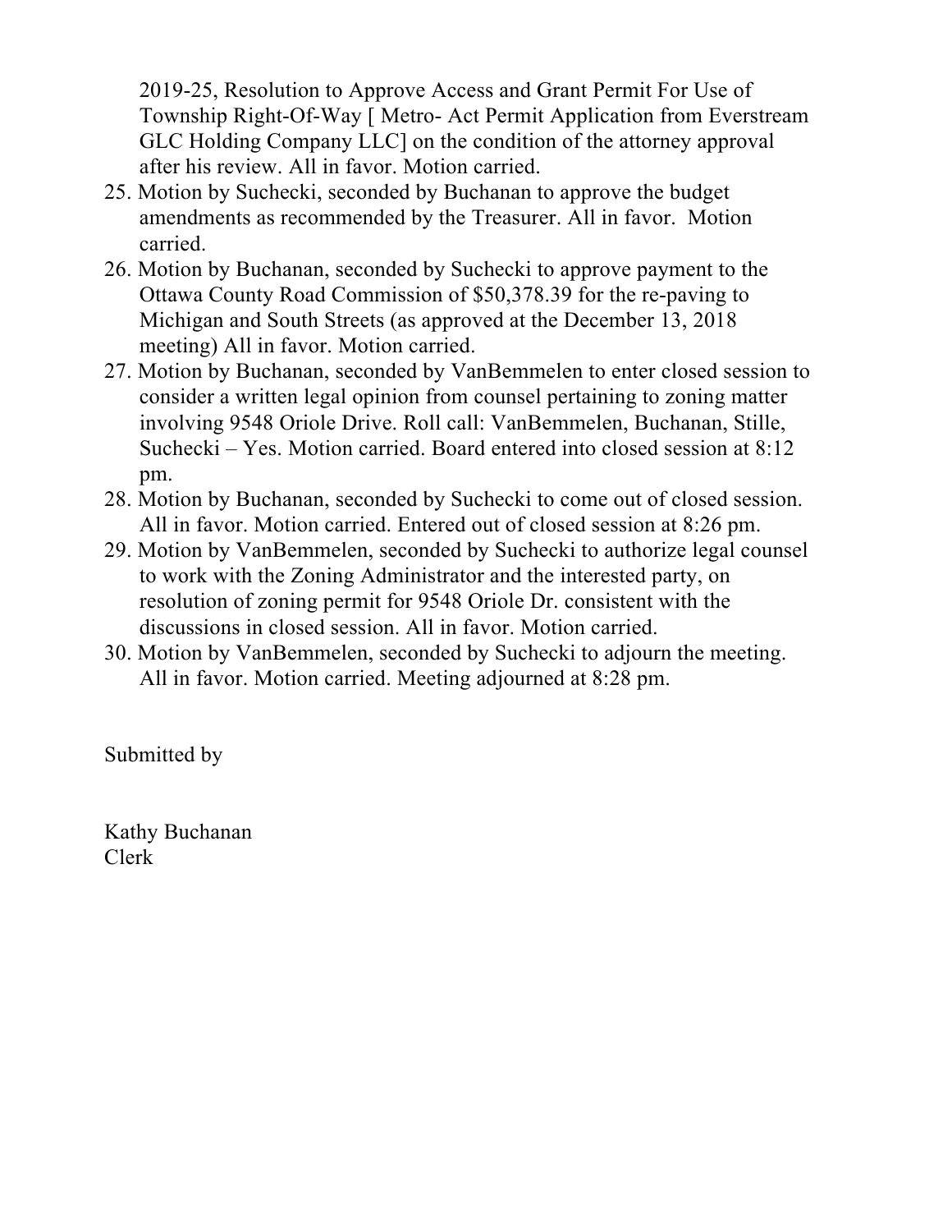2019-25, Resolution to Approve Access and Grant Permit For Use of Township Right-Of-Way [ Metro- Act Permit Application from Everstream GLC Holding Company LLC] on the condition of the attorney approval after his review. All in favor. Motion carried.

25. Motion by Suchecki, seconded by Buchanan to approve the budget amendments as recommended by the Treasurer. All in favor. Motion carried.
26. Motion by Buchanan, seconded by Suchecki to approve payment to the Ottawa County Road Commission of $50,378.39 for the re-paving to Michigan and South Streets (as approved at the December 13, 2018 meeting) All in favor. Motion carried.
27. Motion by Buchanan, seconded by VanBemmelen to enter closed session to consider a written legal opinion from counsel pertaining to zoning matter involving 9548 Oriole Drive. Roll call: VanBemmelen, Buchanan, Stille, Suchecki – Yes. Motion carried. Board entered into closed session at 8:12 pm.
28. Motion by Buchanan, seconded by Suchecki to come out of closed session. All in favor. Motion carried. Entered out of closed session at 8:26 pm.
29. Motion by VanBemmelen, seconded by Suchecki to authorize legal counsel to work with the Zoning Administrator and the interested party, on resolution of zoning permit for 9548 Oriole Dr. consistent with the discussions in closed session. All in favor. Motion carried.
30. Motion by VanBemmelen, seconded by Suchecki to adjourn the meeting. All in favor. Motion carried. Meeting adjourned at 8:28 pm.

Submitted by

Kathy Buchanan
Clerk